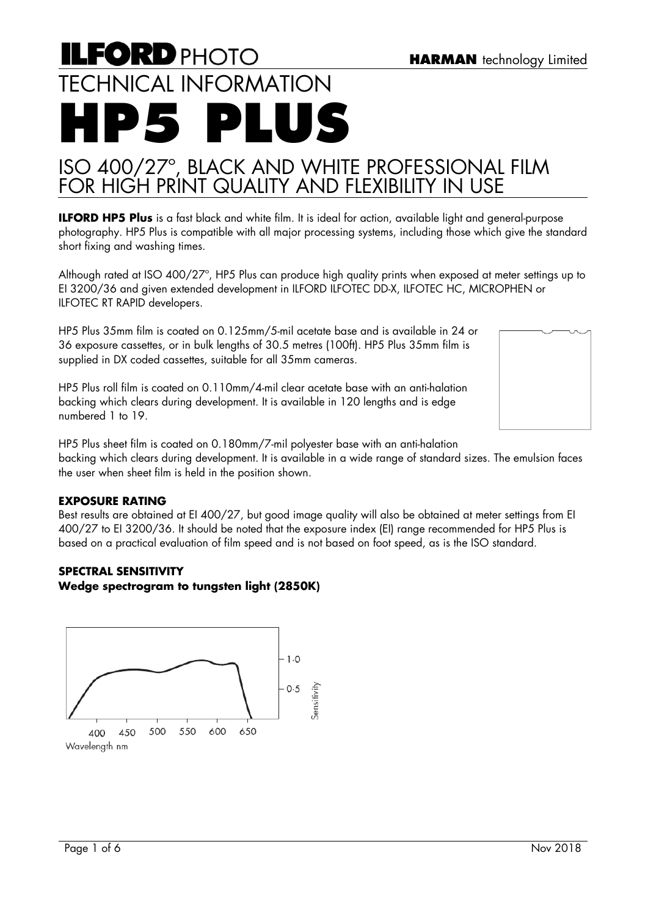**ILFORD** PHOTO

**HARMAN** technology Limited

# TECHNICAL INFORMATION

# HP5 PLUS

## ISO 400/27°, BLACK AND WHITE PROFESSIONAL FILM FOR HIGH PRINT QUALITY AND FLEXIBILITY IN USE

**ILFORD HP5 Plus** is a fast black and white film. It is ideal for action, available light and general-purpose photography. HP5 Plus is compatible with all major processing systems, including those which give the standard short fixing and washing times.

Although rated at ISO 400/27°, HP5 Plus can produce high quality prints when exposed at meter settings up to EI 3200/36 and given extended development in ILFORD ILFOTEC DD-X, ILFOTEC HC, MICROPHEN or ILFOTEC RT RAPID developers.

HP5 Plus 35mm film is coated on 0.125mm/5-mil acetate base and is available in 24 or 36 exposure cassettes, or in bulk lengths of 30.5 metres (100ft). HP5 Plus 35mm film is supplied in DX coded cassettes, suitable for all 35mm cameras.

HP5 Plus roll film is coated on 0.110mm/4-mil clear acetate base with an anti-halation backing which clears during development. It is available in 120 lengths and is edge numbered 1 to 19.

HP5 Plus sheet film is coated on 0.180mm/7-mil polyester base with an anti-halation backing which clears during development. It is available in a wide range of standard sizes. The emulsion faces the user when sheet film is held in the position shown.

### EXPOSURE RATING

Best results are obtained at EI 400/27, but good image quality will also be obtained at meter settings from EI 400/27 to EI 3200/36. It should be noted that the exposure index (EI) range recommended for HP5 Plus is based on a practical evaluation of film speed and is not based on foot speed, as is the ISO standard.

### SPECTRAL SENSITIVITY

**Wedge spectrogram to tungsten light (2850K)**

Sensitivity: 0.5, 1.0

Wavelength nm: 400, 450, 500, 550, 600, 650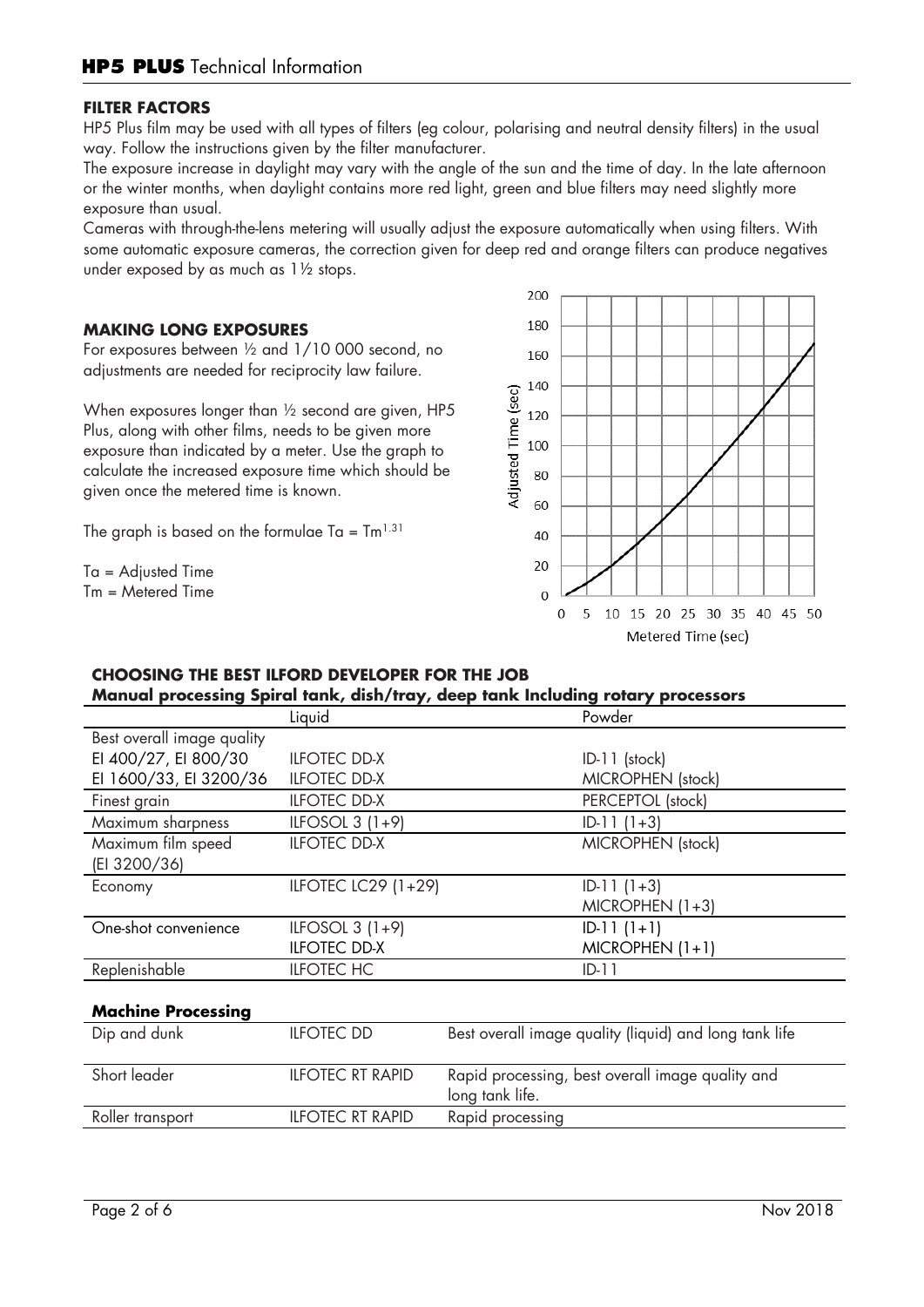## FILTER FACTORS

HP5 Plus film may be used with all types of filters (eg colour, polarising and neutral density filters) in the usual way. Follow the instructions given by the filter manufacturer.

The exposure increase in daylight may vary with the angle of the sun and the time of day. In the late afternoon or the winter months, when daylight contains more red light, green and blue filters may need slightly more exposure than usual.

Cameras with through-the-lens metering will usually adjust the exposure automatically when using filters. With some automatic exposure cameras, the correction given for deep red and orange filters can produce negatives under exposed by as much as 1½ stops.

## MAKING LONG EXPOSURES

For exposures between ½ and 1/10 000 second, no adjustments are needed for reciprocity law failure.

When exposures longer than ½ second are given, HP5 Plus, along with other films, needs to be given more exposure than indicated by a meter. Use the graph to calculate the increased exposure time which should be given once the metered time is known.

The graph is based on the formulae $Ta = Tm^{1.31}$

Ta = Adjusted Time
Tm = Metered Time

## CHOOSING THE BEST ILFORD DEVELOPER FOR THE JOB

### Manual processing Spiral tank, dish/tray, deep tank Including rotary processors

| | Liquid | Powder |
|---|---|---|
| Best overall image quality | | |
| EI 400/27, EI 800/30 | ILFOTEC DD-X | ID-11 (stock) |
| EI 1600/33, EI 3200/36 | ILFOTEC DD-X | MICROPHEN (stock) |
| Finest grain | ILFOTEC DD-X | PERCEPTOL (stock) |
| Maximum sharpness | ILFOSOL 3 (1+9) | ID-11 (1+3) |
| Maximum film speed (EI 3200/36) | ILFOTEC DD-X | MICROPHEN (stock) |
| Economy | ILFOTEC LC29 (1+29) | ID-11 (1+3)<br>MICROPHEN (1+3) |
| One-shot convenience | ILFOSOL 3 (1+9)<br>ILFOTEC DD-X | ID-11 (1+1)<br>MICROPHEN (1+1) |
| Replenishable | ILFOTEC HC | ID-11 |

### Machine Processing

| | | |
|---|---|---|
| Dip and dunk | ILFOTEC DD | Best overall image quality (liquid) and long tank life |
| Short leader | ILFOTEC RT RAPID | Rapid processing, best overall image quality and long tank life. |
| Roller transport | ILFOTEC RT RAPID | Rapid processing |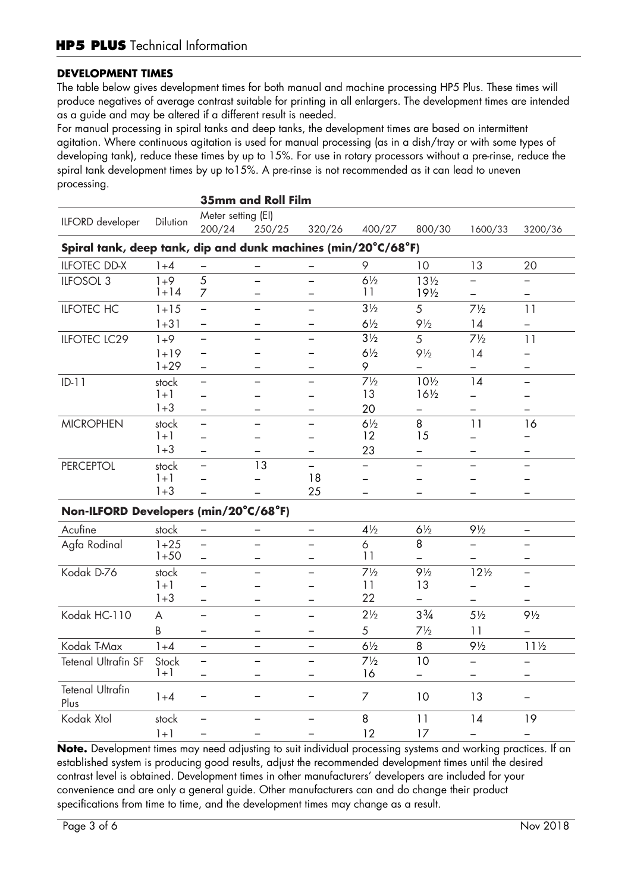## DEVELOPMENT TIMES

The table below gives development times for both manual and machine processing HP5 Plus. These times will produce negatives of average contrast suitable for printing in all enlargers. The development times are intended as a guide and may be altered if a different result is needed.

For manual processing in spiral tanks and deep tanks, the development times are based on intermittent agitation. Where continuous agitation is used for manual processing (as in a dish/tray or with some types of developing tank), reduce these times by up to 15%. For use in rotary processors without a pre-rinse, reduce the spiral tank development times by up to15%. A pre-rinse is not recommended as it can lead to uneven processing.

### 35mm and Roll Film

| ILFORD developer | Dilution | Meter setting (EI) 200/24 | 250/25 | 320/26 | 400/27 | 800/30 | 1600/33 | 3200/36 |
|---|---|---|---|---|---|---|---|---|
| **Spiral tank, deep tank, dip and dunk machines (min/20°C/68°F)** | | | | | | | | |
| ILFOTEC DD-X | 1+4 | – | – | – | 9 | 10 | 13 | 20 |
| ILFOSOL 3 | 1+9 | 5 | – | – | 6½ | 13½ | – | – |
| | 1+14 | 7 | – | – | 11 | 19½ | – | – |
| ILFOTEC HC | 1+15 | – | – | – | 3½ | 5 | 7½ | 11 |
| | 1+31 | – | – | – | 6½ | 9½ | 14 | – |
| ILFOTEC LC29 | 1+9 | – | – | – | 3½ | 5 | 7½ | 11 |
| | 1+19 | – | – | – | 6½ | 9½ | 14 | – |
| | 1+29 | – | – | – | 9 | – | – | – |
| ID-11 | stock | – | – | – | 7½ | 10½ | 14 | – |
| | 1+1 | – | – | – | 13 | 16½ | – | – |
| | 1+3 | – | – | – | 20 | – | – | – |
| MICROPHEN | stock | – | – | – | 6½ | 8 | 11 | 16 |
| | 1+1 | – | – | – | 12 | 15 | – | – |
| | 1+3 | – | – | – | 23 | – | – | – |
| PERCEPTOL | stock | – | 13 | – | – | – | – | – |
| | 1+1 | – | – | 18 | – | – | – | – |
| | 1+3 | – | – | 25 | – | – | – | – |
| **Non-ILFORD Developers (min/20°C/68°F)** | | | | | | | | |
| Acufine | stock | – | – | – | 4½ | 6½ | 9½ | – |
| Agfa Rodinal | 1+25 | – | – | – | 6 | 8 | – | – |
| | 1+50 | – | – | – | 11 | – | – | – |
| Kodak D-76 | stock | – | – | – | 7½ | 9½ | 12½ | – |
| | 1+1 | – | – | – | 11 | 13 | – | – |
| | 1+3 | – | – | – | 22 | – | – | – |
| Kodak HC-110 | A | – | – | – | 2½ | 3¾ | 5½ | 9½ |
| | B | – | – | – | 5 | 7½ | 11 | – |
| Kodak T-Max | 1+4 | – | – | – | 6½ | 8 | 9½ | 11½ |
| Tetenal Ultrafin SF | Stock | – | – | – | 7½ | 10 | – | – |
| | 1+1 | – | – | – | 16 | – | – | – |
| Tetenal Ultrafin Plus | 1+4 | – | – | – | 7 | 10 | 13 | – |
| Kodak Xtol | stock | – | – | – | 8 | 11 | 14 | 19 |
| | 1+1 | – | – | – | 12 | 17 | – | – |

**Note.** Development times may need adjusting to suit individual processing systems and working practices. If an established system is producing good results, adjust the recommended development times until the desired contrast level is obtained. Development times in other manufacturers' developers are included for your convenience and are only a general guide. Other manufacturers can and do change their product specifications from time to time, and the development times may change as a result.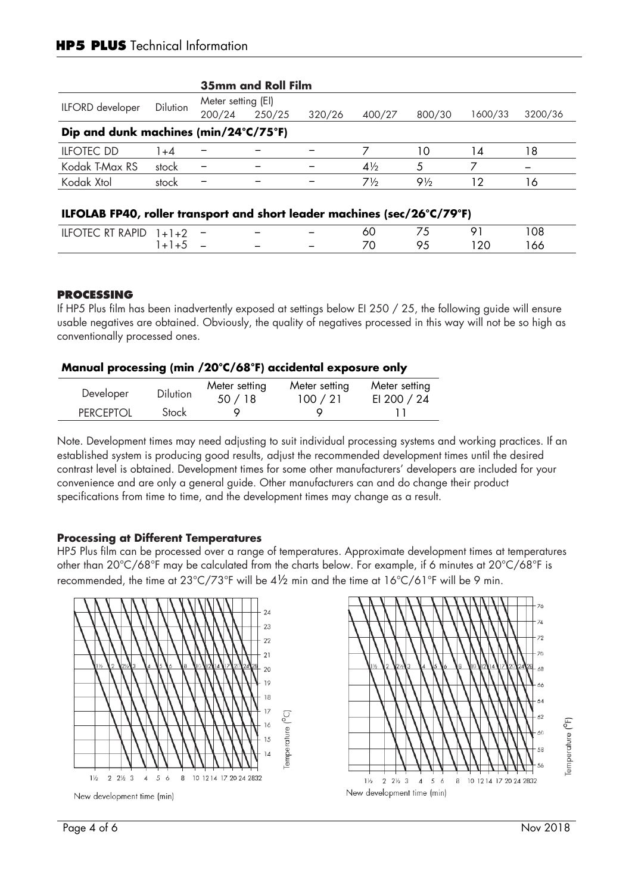# HP5 PLUS Technical Information

**35mm and Roll Film**

| ILFORD developer | Dilution | Meter setting (EI) 200/24 | 250/25 | 320/26 | 400/27 | 800/30 | 1600/33 | 3200/36 |
|---|---|---|---|---|---|---|---|---|
| **Dip and dunk machines (min/24°C/75°F)** | | | | | | | | |
| ILFOTEC DD | 1+4 | – | – | – | 7 | 10 | 14 | 18 |
| Kodak T-Max RS | stock | – | – | – | 4½ | 5 | 7 | – |
| Kodak Xtol | stock | – | – | – | 7½ | 9½ | 12 | 16 |

**ILFOLAB FP40, roller transport and short leader machines (sec/26°C/79°F)**

| | | | | | | | | |
|---|---|---|---|---|---|---|---|---|
| ILFOTEC RT RAPID | 1+1+2 | – | – | – | 60 | 75 | 91 | 108 |
| | 1+1+5 | – | – | – | 70 | 95 | 120 | 166 |

## PROCESSING

If HP5 Plus film has been inadvertently exposed at settings below EI 250 / 25, the following guide will ensure usable negatives are obtained. Obviously, the quality of negatives processed in this way will not be so high as conventionally processed ones.

**Manual processing (min /20°C/68°F) accidental exposure only**

| Developer | Dilution | Meter setting 50 / 18 | Meter setting 100 / 21 | Meter setting EI 200 / 24 |
|---|---|---|---|---|
| PERCEPTOL | Stock | 9 | 9 | 11 |

Note. Development times may need adjusting to suit individual processing systems and working practices. If an established system is producing good results, adjust the recommended development times until the desired contrast level is obtained. Development times for some other manufacturers' developers are included for your convenience and are only a general guide. Other manufacturers can and do change their product specifications from time to time, and the development times may change as a result.

### Processing at Different Temperatures

HP5 Plus film can be processed over a range of temperatures. Approximate development times at temperatures other than 20°C/68°F may be calculated from the charts below. For example, if 6 minutes at 20°C/68°F is recommended, the time at 23°C/73°F will be 4½ min and the time at 16°C/61°F will be 9 min.

New development time (min)

New development time (min)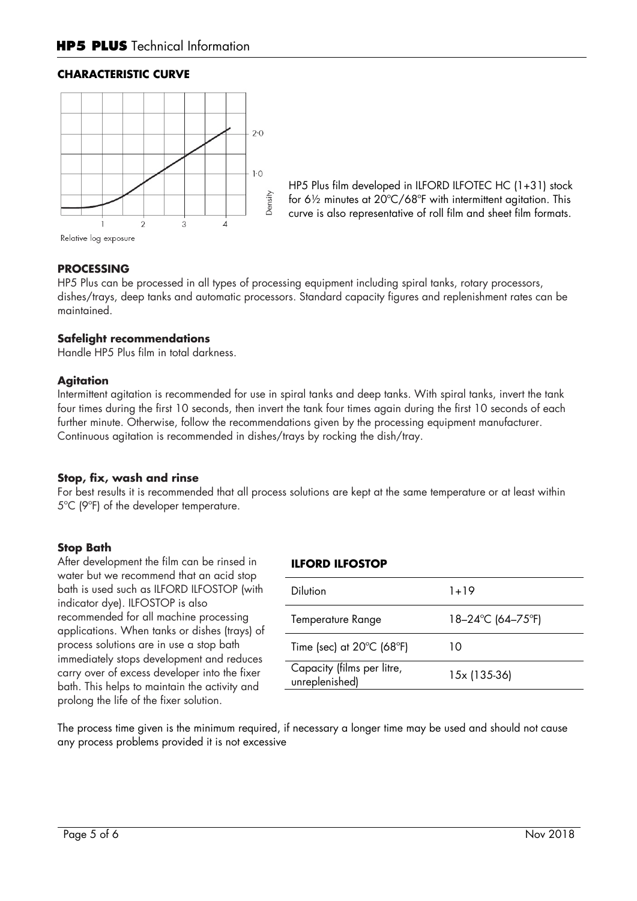## CHARACTERISTIC CURVE

HP5 Plus film developed in ILFORD ILFOTEC HC (1+31) stock for 6½ minutes at 20ºC/68ºF with intermittent agitation. This curve is also representative of roll film and sheet film formats.

## PROCESSING

HP5 Plus can be processed in all types of processing equipment including spiral tanks, rotary processors, dishes/trays, deep tanks and automatic processors. Standard capacity figures and replenishment rates can be maintained.

### Safelight recommendations

Handle HP5 Plus film in total darkness.

### Agitation

Intermittent agitation is recommended for use in spiral tanks and deep tanks. With spiral tanks, invert the tank four times during the first 10 seconds, then invert the tank four times again during the first 10 seconds of each further minute. Otherwise, follow the recommendations given by the processing equipment manufacturer. Continuous agitation is recommended in dishes/trays by rocking the dish/tray.

### Stop, fix, wash and rinse

For best results it is recommended that all process solutions are kept at the same temperature or at least within 5ºC (9ºF) of the developer temperature.

### Stop Bath

After development the film can be rinsed in water but we recommend that an acid stop bath is used such as ILFORD ILFOSTOP (with indicator dye). ILFOSTOP is also recommended for all machine processing applications. When tanks or dishes (trays) of process solutions are in use a stop bath immediately stops development and reduces carry over of excess developer into the fixer bath. This helps to maintain the activity and prolong the life of the fixer solution.

**ILFORD ILFOSTOP**

| | |
|---|---|
| Dilution | 1+19 |
| Temperature Range | 18–24ºC (64–75ºF) |
| Time (sec) at 20ºC (68ºF) | 10 |
| Capacity (films per litre, unreplenished) | 15x (135-36) |

The process time given is the minimum required, if necessary a longer time may be used and should not cause any process problems provided it is not excessive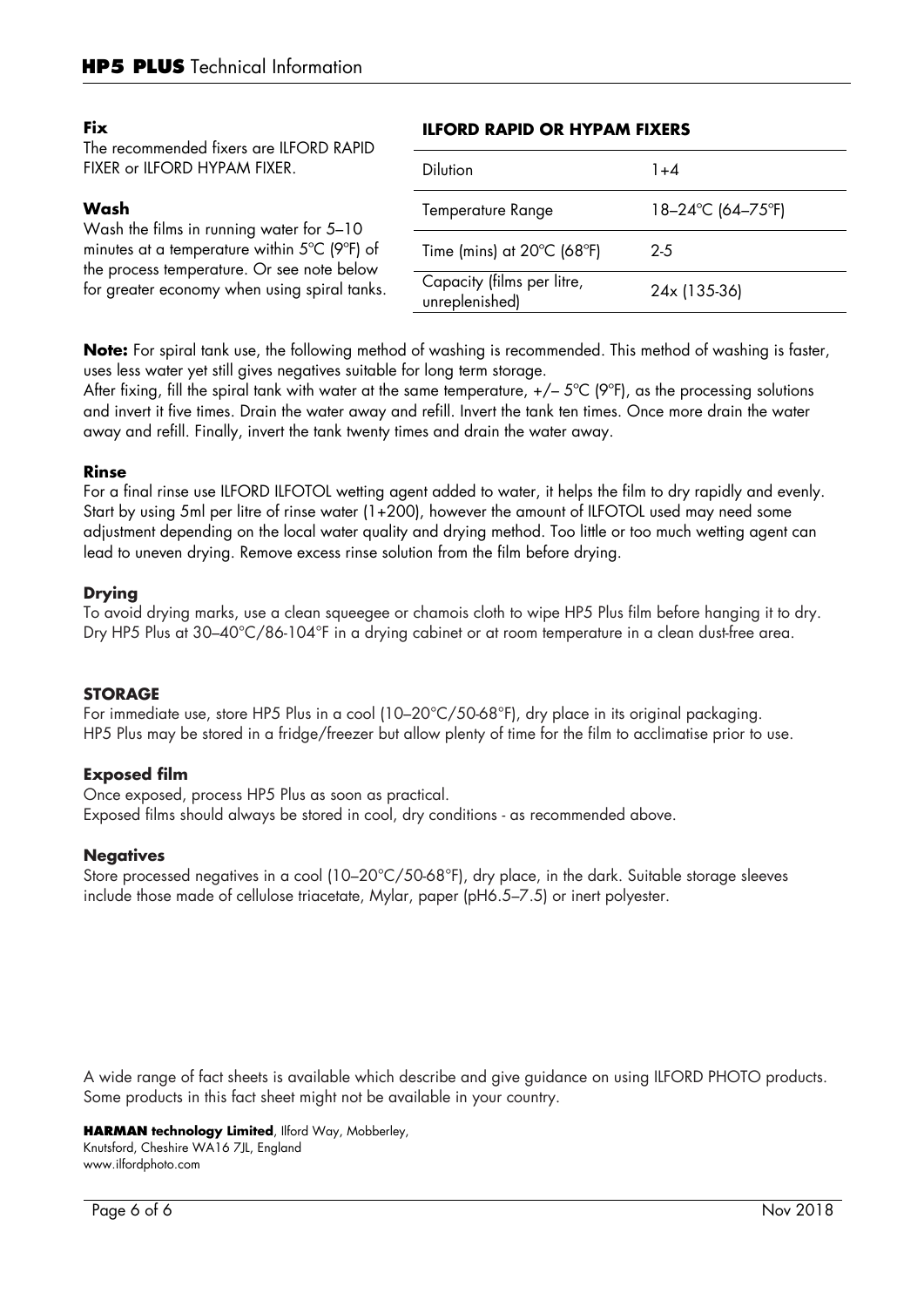### Fix

The recommended fixers are ILFORD RAPID FIXER or ILFORD HYPAM FIXER.

### Wash

Wash the films in running water for 5–10 minutes at a temperature within 5ºC (9ºF) of the process temperature. Or see note below for greater economy when using spiral tanks.

#### ILFORD RAPID OR HYPAM FIXERS

| | |
|---|---|
| Dilution | 1+4 |
| Temperature Range | 18–24ºC (64–75ºF) |
| Time (mins) at 20ºC (68ºF) | 2-5 |
| Capacity (films per litre, unreplenished) | 24x (135-36) |

**Note:** For spiral tank use, the following method of washing is recommended. This method of washing is faster, uses less water yet still gives negatives suitable for long term storage.

After fixing, fill the spiral tank with water at the same temperature, +/– 5ºC (9ºF), as the processing solutions and invert it five times. Drain the water away and refill. Invert the tank ten times. Once more drain the water away and refill. Finally, invert the tank twenty times and drain the water away.

### Rinse

For a final rinse use ILFORD ILFOTOL wetting agent added to water, it helps the film to dry rapidly and evenly. Start by using 5ml per litre of rinse water (1+200), however the amount of ILFOTOL used may need some adjustment depending on the local water quality and drying method. Too little or too much wetting agent can lead to uneven drying. Remove excess rinse solution from the film before drying.

### Drying

To avoid drying marks, use a clean squeegee or chamois cloth to wipe HP5 Plus film before hanging it to dry. Dry HP5 Plus at 30–40°C/86-104°F in a drying cabinet or at room temperature in a clean dust-free area.

## STORAGE

For immediate use, store HP5 Plus in a cool (10–20°C/50-68°F), dry place in its original packaging. HP5 Plus may be stored in a fridge/freezer but allow plenty of time for the film to acclimatise prior to use.

### Exposed film

Once exposed, process HP5 Plus as soon as practical.
Exposed films should always be stored in cool, dry conditions - as recommended above.

### Negatives

Store processed negatives in a cool (10–20°C/50-68°F), dry place, in the dark. Suitable storage sleeves include those made of cellulose triacetate, Mylar, paper (pH6.5–7.5) or inert polyester.

A wide range of fact sheets is available which describe and give guidance on using ILFORD PHOTO products. Some products in this fact sheet might not be available in your country.

**HARMAN technology Limited**, Ilford Way, Mobberley,
Knutsford, Cheshire WA16 7JL, England
www.ilfordphoto.com

Nov 2018